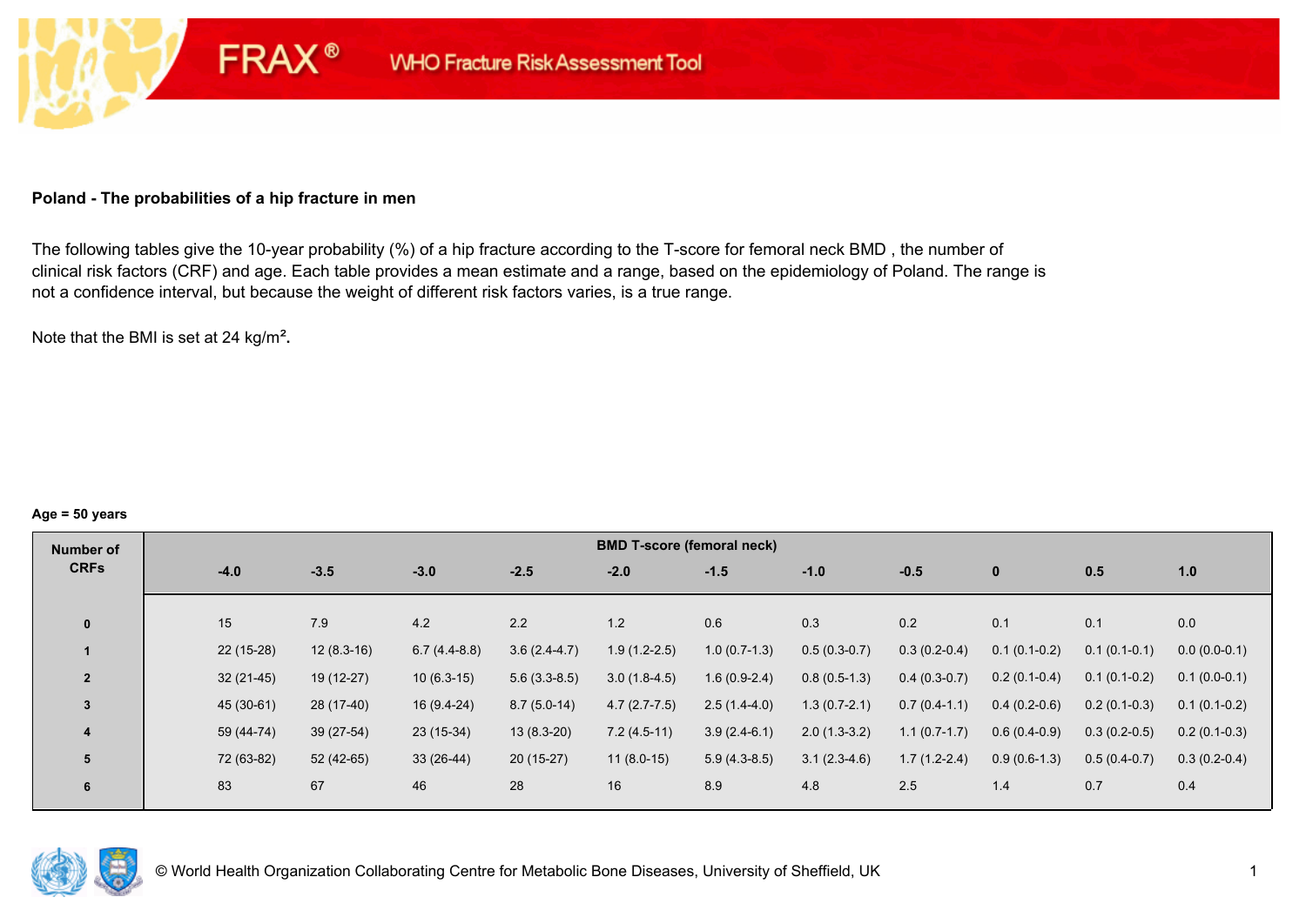FRAX® WHO Fracture Risk Assessment Tool

**Poland - The probabilities of a hip fracture in men**

The following tables give the 10-year probability (%) of a hip fracture according to the T-score for femoral neck BMD , the number of clinical risk factors (CRF) and age. Each table provides a mean estimate and a range, based on the epidemiology of Poland. The range is not a confidence interval, but because the weight of different risk factors varies, is a true range.

Note that the BMI is set at 24 kg/m².

**Age = 50 years**

| Number of CRFs | BMD T-score (femoral neck) | | | | | | | | | | |
|---|---|---|---|---|---|---|---|---|---|---|---|
| | -4.0 | -3.5 | -3.0 | -2.5 | -2.0 | -1.5 | -1.0 | -0.5 | 0 | 0.5 | 1.0 |
| 0 | 15 | 7.9 | 4.2 | 2.2 | 1.2 | 0.6 | 0.3 | 0.2 | 0.1 | 0.1 | 0.0 |
| 1 | 22 (15-28) | 12 (8.3-16) | 6.7 (4.4-8.8) | 3.6 (2.4-4.7) | 1.9 (1.2-2.5) | 1.0 (0.7-1.3) | 0.5 (0.3-0.7) | 0.3 (0.2-0.4) | 0.1 (0.1-0.2) | 0.1 (0.1-0.1) | 0.0 (0.0-0.1) |
| 2 | 32 (21-45) | 19 (12-27) | 10 (6.3-15) | 5.6 (3.3-8.5) | 3.0 (1.8-4.5) | 1.6 (0.9-2.4) | 0.8 (0.5-1.3) | 0.4 (0.3-0.7) | 0.2 (0.1-0.4) | 0.1 (0.1-0.2) | 0.1 (0.0-0.1) |
| 3 | 45 (30-61) | 28 (17-40) | 16 (9.4-24) | 8.7 (5.0-14) | 4.7 (2.7-7.5) | 2.5 (1.4-4.0) | 1.3 (0.7-2.1) | 0.7 (0.4-1.1) | 0.4 (0.2-0.6) | 0.2 (0.1-0.3) | 0.1 (0.1-0.2) |
| 4 | 59 (44-74) | 39 (27-54) | 23 (15-34) | 13 (8.3-20) | 7.2 (4.5-11) | 3.9 (2.4-6.1) | 2.0 (1.3-3.2) | 1.1 (0.7-1.7) | 0.6 (0.4-0.9) | 0.3 (0.2-0.5) | 0.2 (0.1-0.3) |
| 5 | 72 (63-82) | 52 (42-65) | 33 (26-44) | 20 (15-27) | 11 (8.0-15) | 5.9 (4.3-8.5) | 3.1 (2.3-4.6) | 1.7 (1.2-2.4) | 0.9 (0.6-1.3) | 0.5 (0.4-0.7) | 0.3 (0.2-0.4) |
| 6 | 83 | 67 | 46 | 28 | 16 | 8.9 | 4.8 | 2.5 | 1.4 | 0.7 | 0.4 |

© World Health Organization Collaborating Centre for Metabolic Bone Diseases, University of Sheffield, UK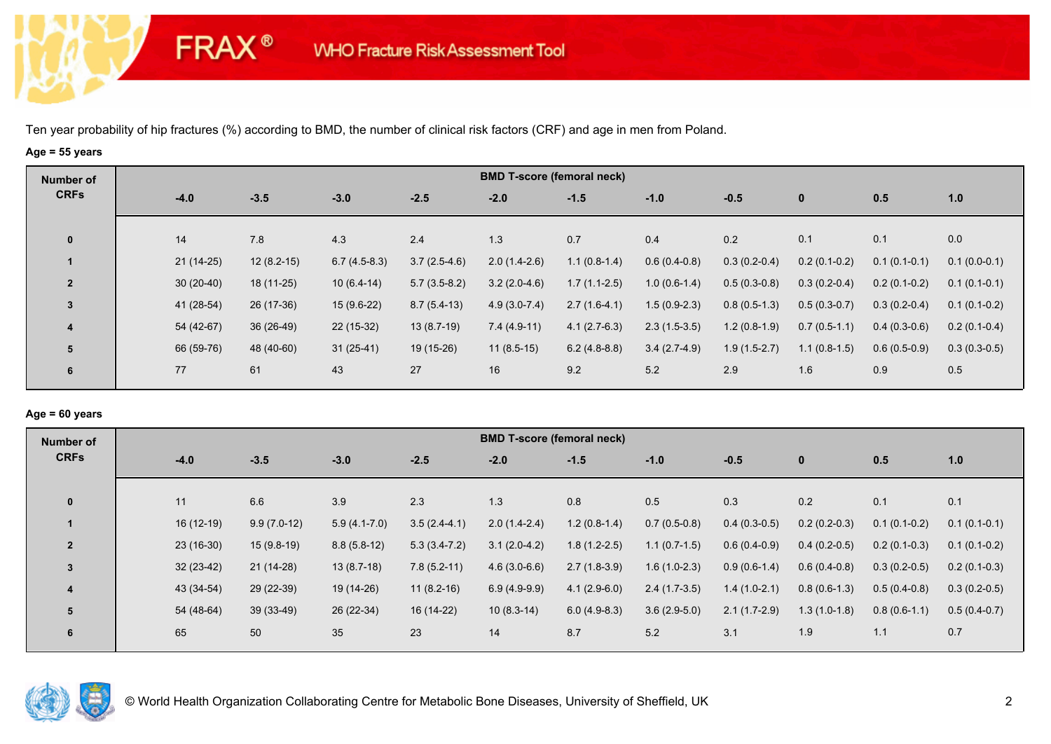FRAX® WHO Fracture Risk Assessment Tool

Ten year probability of hip fractures (%) according to BMD, the number of clinical risk factors (CRF) and age in men from Poland.

**Age = 55 years**

| Number of CRFs | BMD T-score (femoral neck) | | | | | | | | | | |
|---|---|---|---|---|---|---|---|---|---|---|---|
| | -4.0 | -3.5 | -3.0 | -2.5 | -2.0 | -1.5 | -1.0 | -0.5 | 0 | 0.5 | 1.0 |
| 0 | 14 | 7.8 | 4.3 | 2.4 | 1.3 | 0.7 | 0.4 | 0.2 | 0.1 | 0.1 | 0.0 |
| 1 | 21 (14-25) | 12 (8.2-15) | 6.7 (4.5-8.3) | 3.7 (2.5-4.6) | 2.0 (1.4-2.6) | 1.1 (0.8-1.4) | 0.6 (0.4-0.8) | 0.3 (0.2-0.4) | 0.2 (0.1-0.2) | 0.1 (0.1-0.1) | 0.1 (0.0-0.1) |
| 2 | 30 (20-40) | 18 (11-25) | 10 (6.4-14) | 5.7 (3.5-8.2) | 3.2 (2.0-4.6) | 1.7 (1.1-2.5) | 1.0 (0.6-1.4) | 0.5 (0.3-0.8) | 0.3 (0.2-0.4) | 0.2 (0.1-0.2) | 0.1 (0.1-0.1) |
| 3 | 41 (28-54) | 26 (17-36) | 15 (9.6-22) | 8.7 (5.4-13) | 4.9 (3.0-7.4) | 2.7 (1.6-4.1) | 1.5 (0.9-2.3) | 0.8 (0.5-1.3) | 0.5 (0.3-0.7) | 0.3 (0.2-0.4) | 0.1 (0.1-0.2) |
| 4 | 54 (42-67) | 36 (26-49) | 22 (15-32) | 13 (8.7-19) | 7.4 (4.9-11) | 4.1 (2.7-6.3) | 2.3 (1.5-3.5) | 1.2 (0.8-1.9) | 0.7 (0.5-1.1) | 0.4 (0.3-0.6) | 0.2 (0.1-0.4) |
| 5 | 66 (59-76) | 48 (40-60) | 31 (25-41) | 19 (15-26) | 11 (8.5-15) | 6.2 (4.8-8.8) | 3.4 (2.7-4.9) | 1.9 (1.5-2.7) | 1.1 (0.8-1.5) | 0.6 (0.5-0.9) | 0.3 (0.3-0.5) |
| 6 | 77 | 61 | 43 | 27 | 16 | 9.2 | 5.2 | 2.9 | 1.6 | 0.9 | 0.5 |

**Age = 60 years**

| Number of CRFs | BMD T-score (femoral neck) | | | | | | | | | | |
|---|---|---|---|---|---|---|---|---|---|---|---|
| | -4.0 | -3.5 | -3.0 | -2.5 | -2.0 | -1.5 | -1.0 | -0.5 | 0 | 0.5 | 1.0 |
| 0 | 11 | 6.6 | 3.9 | 2.3 | 1.3 | 0.8 | 0.5 | 0.3 | 0.2 | 0.1 | 0.1 |
| 1 | 16 (12-19) | 9.9 (7.0-12) | 5.9 (4.1-7.0) | 3.5 (2.4-4.1) | 2.0 (1.4-2.4) | 1.2 (0.8-1.4) | 0.7 (0.5-0.8) | 0.4 (0.3-0.5) | 0.2 (0.2-0.3) | 0.1 (0.1-0.2) | 0.1 (0.1-0.1) |
| 2 | 23 (16-30) | 15 (9.8-19) | 8.8 (5.8-12) | 5.3 (3.4-7.2) | 3.1 (2.0-4.2) | 1.8 (1.2-2.5) | 1.1 (0.7-1.5) | 0.6 (0.4-0.9) | 0.4 (0.2-0.5) | 0.2 (0.1-0.3) | 0.1 (0.1-0.2) |
| 3 | 32 (23-42) | 21 (14-28) | 13 (8.7-18) | 7.8 (5.2-11) | 4.6 (3.0-6.6) | 2.7 (1.8-3.9) | 1.6 (1.0-2.3) | 0.9 (0.6-1.4) | 0.6 (0.4-0.8) | 0.3 (0.2-0.5) | 0.2 (0.1-0.3) |
| 4 | 43 (34-54) | 29 (22-39) | 19 (14-26) | 11 (8.2-16) | 6.9 (4.9-9.9) | 4.1 (2.9-6.0) | 2.4 (1.7-3.5) | 1.4 (1.0-2.1) | 0.8 (0.6-1.3) | 0.5 (0.4-0.8) | 0.3 (0.2-0.5) |
| 5 | 54 (48-64) | 39 (33-49) | 26 (22-34) | 16 (14-22) | 10 (8.3-14) | 6.0 (4.9-8.3) | 3.6 (2.9-5.0) | 2.1 (1.7-2.9) | 1.3 (1.0-1.8) | 0.8 (0.6-1.1) | 0.5 (0.4-0.7) |
| 6 | 65 | 50 | 35 | 23 | 14 | 8.7 | 5.2 | 3.1 | 1.9 | 1.1 | 0.7 |

© World Health Organization Collaborating Centre for Metabolic Bone Diseases, University of Sheffield, UK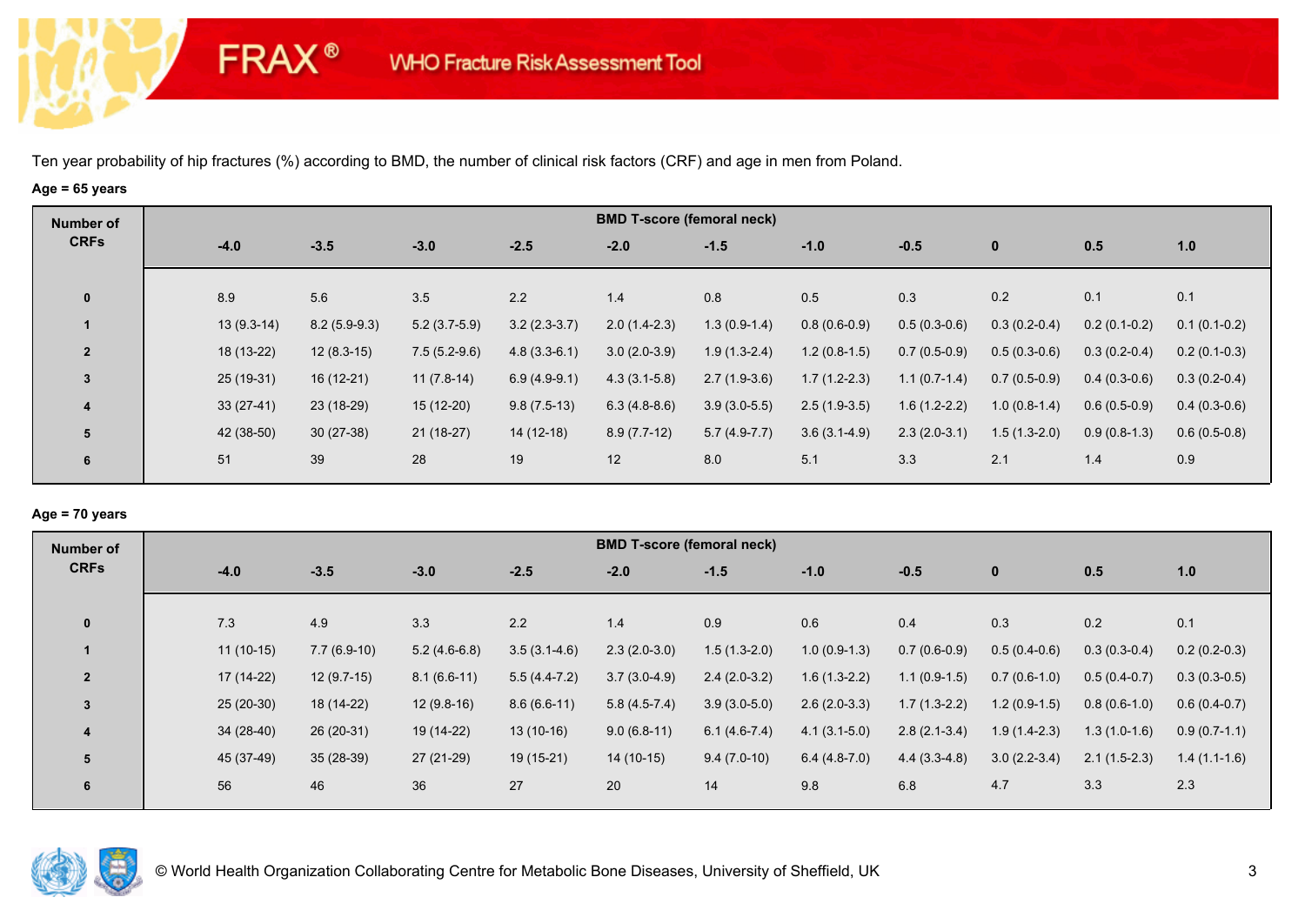# FRAX® WHO Fracture Risk Assessment Tool

Ten year probability of hip fractures (%) according to BMD, the number of clinical risk factors (CRF) and age in men from Poland.

**Age = 65 years**

| Number of CRFs | BMD T-score (femoral neck) | | | | | | | | | | |
|---|---|---|---|---|---|---|---|---|---|---|---|
| | -4.0 | -3.5 | -3.0 | -2.5 | -2.0 | -1.5 | -1.0 | -0.5 | 0 | 0.5 | 1.0 |
| 0 | 8.9 | 5.6 | 3.5 | 2.2 | 1.4 | 0.8 | 0.5 | 0.3 | 0.2 | 0.1 | 0.1 |
| 1 | 13 (9.3-14) | 8.2 (5.9-9.3) | 5.2 (3.7-5.9) | 3.2 (2.3-3.7) | 2.0 (1.4-2.3) | 1.3 (0.9-1.4) | 0.8 (0.6-0.9) | 0.5 (0.3-0.6) | 0.3 (0.2-0.4) | 0.2 (0.1-0.2) | 0.1 (0.1-0.2) |
| 2 | 18 (13-22) | 12 (8.3-15) | 7.5 (5.2-9.6) | 4.8 (3.3-6.1) | 3.0 (2.0-3.9) | 1.9 (1.3-2.4) | 1.2 (0.8-1.5) | 0.7 (0.5-0.9) | 0.5 (0.3-0.6) | 0.3 (0.2-0.4) | 0.2 (0.1-0.3) |
| 3 | 25 (19-31) | 16 (12-21) | 11 (7.8-14) | 6.9 (4.9-9.1) | 4.3 (3.1-5.8) | 2.7 (1.9-3.6) | 1.7 (1.2-2.3) | 1.1 (0.7-1.4) | 0.7 (0.5-0.9) | 0.4 (0.3-0.6) | 0.3 (0.2-0.4) |
| 4 | 33 (27-41) | 23 (18-29) | 15 (12-20) | 9.8 (7.5-13) | 6.3 (4.8-8.6) | 3.9 (3.0-5.5) | 2.5 (1.9-3.5) | 1.6 (1.2-2.2) | 1.0 (0.8-1.4) | 0.6 (0.5-0.9) | 0.4 (0.3-0.6) |
| 5 | 42 (38-50) | 30 (27-38) | 21 (18-27) | 14 (12-18) | 8.9 (7.7-12) | 5.7 (4.9-7.7) | 3.6 (3.1-4.9) | 2.3 (2.0-3.1) | 1.5 (1.3-2.0) | 0.9 (0.8-1.3) | 0.6 (0.5-0.8) |
| 6 | 51 | 39 | 28 | 19 | 12 | 8.0 | 5.1 | 3.3 | 2.1 | 1.4 | 0.9 |

**Age = 70 years**

| Number of CRFs | BMD T-score (femoral neck) | | | | | | | | | | |
|---|---|---|---|---|---|---|---|---|---|---|---|
| | -4.0 | -3.5 | -3.0 | -2.5 | -2.0 | -1.5 | -1.0 | -0.5 | 0 | 0.5 | 1.0 |
| 0 | 7.3 | 4.9 | 3.3 | 2.2 | 1.4 | 0.9 | 0.6 | 0.4 | 0.3 | 0.2 | 0.1 |
| 1 | 11 (10-15) | 7.7 (6.9-10) | 5.2 (4.6-6.8) | 3.5 (3.1-4.6) | 2.3 (2.0-3.0) | 1.5 (1.3-2.0) | 1.0 (0.9-1.3) | 0.7 (0.6-0.9) | 0.5 (0.4-0.6) | 0.3 (0.3-0.4) | 0.2 (0.2-0.3) |
| 2 | 17 (14-22) | 12 (9.7-15) | 8.1 (6.6-11) | 5.5 (4.4-7.2) | 3.7 (3.0-4.9) | 2.4 (2.0-3.2) | 1.6 (1.3-2.2) | 1.1 (0.9-1.5) | 0.7 (0.6-1.0) | 0.5 (0.4-0.7) | 0.3 (0.3-0.5) |
| 3 | 25 (20-30) | 18 (14-22) | 12 (9.8-16) | 8.6 (6.6-11) | 5.8 (4.5-7.4) | 3.9 (3.0-5.0) | 2.6 (2.0-3.3) | 1.7 (1.3-2.2) | 1.2 (0.9-1.5) | 0.8 (0.6-1.0) | 0.6 (0.4-0.7) |
| 4 | 34 (28-40) | 26 (20-31) | 19 (14-22) | 13 (10-16) | 9.0 (6.8-11) | 6.1 (4.6-7.4) | 4.1 (3.1-5.0) | 2.8 (2.1-3.4) | 1.9 (1.4-2.3) | 1.3 (1.0-1.6) | 0.9 (0.7-1.1) |
| 5 | 45 (37-49) | 35 (28-39) | 27 (21-29) | 19 (15-21) | 14 (10-15) | 9.4 (7.0-10) | 6.4 (4.8-7.0) | 4.4 (3.3-4.8) | 3.0 (2.2-3.4) | 2.1 (1.5-2.3) | 1.4 (1.1-1.6) |
| 6 | 56 | 46 | 36 | 27 | 20 | 14 | 9.8 | 6.8 | 4.7 | 3.3 | 2.3 |

© World Health Organization Collaborating Centre for Metabolic Bone Diseases, University of Sheffield, UK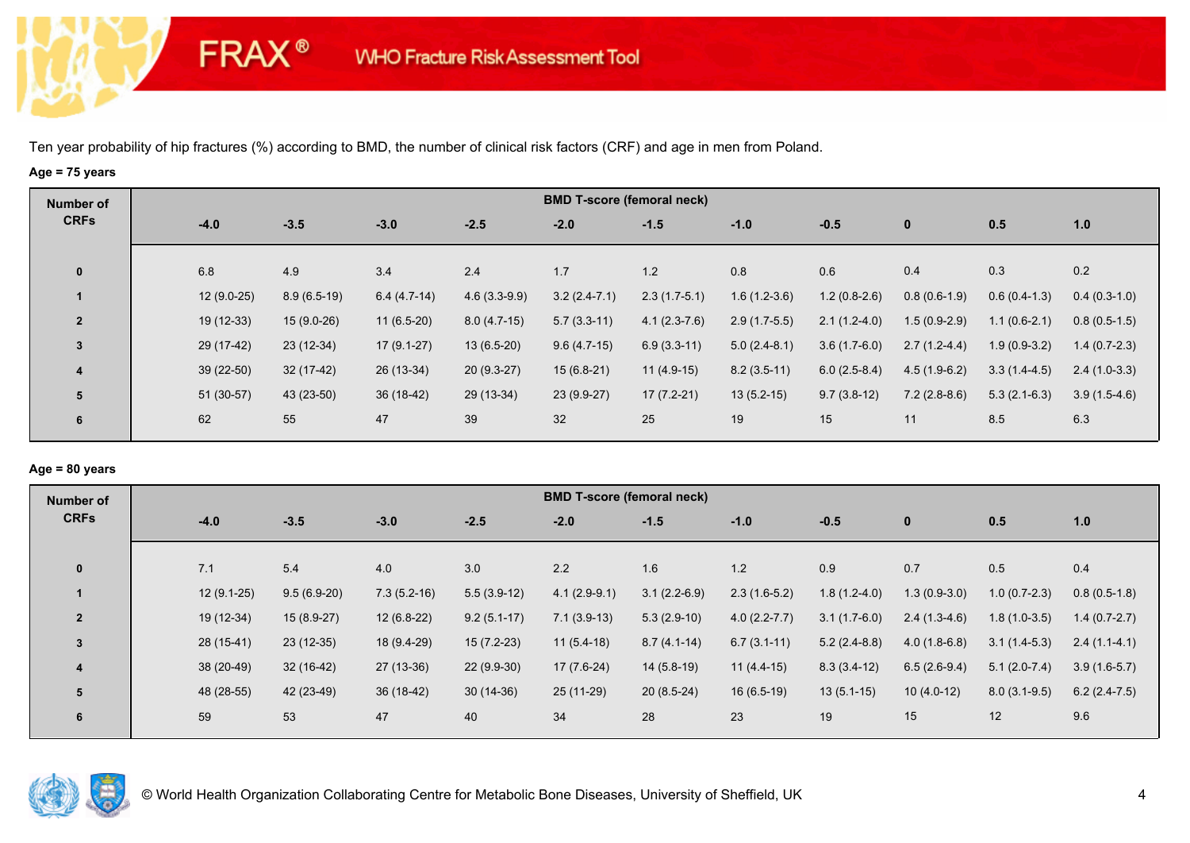FRAX® WHO Fracture Risk Assessment Tool

Ten year probability of hip fractures (%) according to BMD, the number of clinical risk factors (CRF) and age in men from Poland.

**Age = 75 years**

| Number of CRFs | BMD T-score (femoral neck) | | | | | | | | | | |
|---|---|---|---|---|---|---|---|---|---|---|---|
| | -4.0 | -3.5 | -3.0 | -2.5 | -2.0 | -1.5 | -1.0 | -0.5 | 0 | 0.5 | 1.0 |
| 0 | 6.8 | 4.9 | 3.4 | 2.4 | 1.7 | 1.2 | 0.8 | 0.6 | 0.4 | 0.3 | 0.2 |
| 1 | 12 (9.0-25) | 8.9 (6.5-19) | 6.4 (4.7-14) | 4.6 (3.3-9.9) | 3.2 (2.4-7.1) | 2.3 (1.7-5.1) | 1.6 (1.2-3.6) | 1.2 (0.8-2.6) | 0.8 (0.6-1.9) | 0.6 (0.4-1.3) | 0.4 (0.3-1.0) |
| 2 | 19 (12-33) | 15 (9.0-26) | 11 (6.5-20) | 8.0 (4.7-15) | 5.7 (3.3-11) | 4.1 (2.3-7.6) | 2.9 (1.7-5.5) | 2.1 (1.2-4.0) | 1.5 (0.9-2.9) | 1.1 (0.6-2.1) | 0.8 (0.5-1.5) |
| 3 | 29 (17-42) | 23 (12-34) | 17 (9.1-27) | 13 (6.5-20) | 9.6 (4.7-15) | 6.9 (3.3-11) | 5.0 (2.4-8.1) | 3.6 (1.7-6.0) | 2.7 (1.2-4.4) | 1.9 (0.9-3.2) | 1.4 (0.7-2.3) |
| 4 | 39 (22-50) | 32 (17-42) | 26 (13-34) | 20 (9.3-27) | 15 (6.8-21) | 11 (4.9-15) | 8.2 (3.5-11) | 6.0 (2.5-8.4) | 4.5 (1.9-6.2) | 3.3 (1.4-4.5) | 2.4 (1.0-3.3) |
| 5 | 51 (30-57) | 43 (23-50) | 36 (18-42) | 29 (13-34) | 23 (9.9-27) | 17 (7.2-21) | 13 (5.2-15) | 9.7 (3.8-12) | 7.2 (2.8-8.6) | 5.3 (2.1-6.3) | 3.9 (1.5-4.6) |
| 6 | 62 | 55 | 47 | 39 | 32 | 25 | 19 | 15 | 11 | 8.5 | 6.3 |

**Age = 80 years**

| Number of CRFs | BMD T-score (femoral neck) | | | | | | | | | | |
|---|---|---|---|---|---|---|---|---|---|---|---|
| | -4.0 | -3.5 | -3.0 | -2.5 | -2.0 | -1.5 | -1.0 | -0.5 | 0 | 0.5 | 1.0 |
| 0 | 7.1 | 5.4 | 4.0 | 3.0 | 2.2 | 1.6 | 1.2 | 0.9 | 0.7 | 0.5 | 0.4 |
| 1 | 12 (9.1-25) | 9.5 (6.9-20) | 7.3 (5.2-16) | 5.5 (3.9-12) | 4.1 (2.9-9.1) | 3.1 (2.2-6.9) | 2.3 (1.6-5.2) | 1.8 (1.2-4.0) | 1.3 (0.9-3.0) | 1.0 (0.7-2.3) | 0.8 (0.5-1.8) |
| 2 | 19 (12-34) | 15 (8.9-27) | 12 (6.8-22) | 9.2 (5.1-17) | 7.1 (3.9-13) | 5.3 (2.9-10) | 4.0 (2.2-7.7) | 3.1 (1.7-6.0) | 2.4 (1.3-4.6) | 1.8 (1.0-3.5) | 1.4 (0.7-2.7) |
| 3 | 28 (15-41) | 23 (12-35) | 18 (9.4-29) | 15 (7.2-23) | 11 (5.4-18) | 8.7 (4.1-14) | 6.7 (3.1-11) | 5.2 (2.4-8.8) | 4.0 (1.8-6.8) | 3.1 (1.4-5.3) | 2.4 (1.1-4.1) |
| 4 | 38 (20-49) | 32 (16-42) | 27 (13-36) | 22 (9.9-30) | 17 (7.6-24) | 14 (5.8-19) | 11 (4.4-15) | 8.3 (3.4-12) | 6.5 (2.6-9.4) | 5.1 (2.0-7.4) | 3.9 (1.6-5.7) |
| 5 | 48 (28-55) | 42 (23-49) | 36 (18-42) | 30 (14-36) | 25 (11-29) | 20 (8.5-24) | 16 (6.5-19) | 13 (5.1-15) | 10 (4.0-12) | 8.0 (3.1-9.5) | 6.2 (2.4-7.5) |
| 6 | 59 | 53 | 47 | 40 | 34 | 28 | 23 | 19 | 15 | 12 | 9.6 |

© World Health Organization Collaborating Centre for Metabolic Bone Diseases, University of Sheffield, UK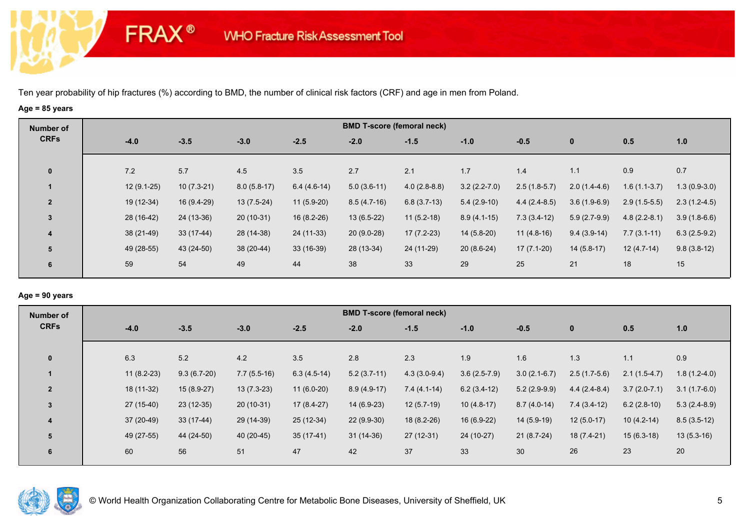Ten year probability of hip fractures (%) according to BMD, the number of clinical risk factors (CRF) and age in men from Poland.

**Age = 85 years**

| Number of CRFs | BMD T-score (femoral neck) | | | | | | | | | | |
|---|---|---|---|---|---|---|---|---|---|---|---|
| | -4.0 | -3.5 | -3.0 | -2.5 | -2.0 | -1.5 | -1.0 | -0.5 | 0 | 0.5 | 1.0 |
| 0 | 7.2 | 5.7 | 4.5 | 3.5 | 2.7 | 2.1 | 1.7 | 1.4 | 1.1 | 0.9 | 0.7 |
| 1 | 12 (9.1-25) | 10 (7.3-21) | 8.0 (5.8-17) | 6.4 (4.6-14) | 5.0 (3.6-11) | 4.0 (2.8-8.8) | 3.2 (2.2-7.0) | 2.5 (1.8-5.7) | 2.0 (1.4-4.6) | 1.6 (1.1-3.7) | 1.3 (0.9-3.0) |
| 2 | 19 (12-34) | 16 (9.4-29) | 13 (7.5-24) | 11 (5.9-20) | 8.5 (4.7-16) | 6.8 (3.7-13) | 5.4 (2.9-10) | 4.4 (2.4-8.5) | 3.6 (1.9-6.9) | 2.9 (1.5-5.5) | 2.3 (1.2-4.5) |
| 3 | 28 (16-42) | 24 (13-36) | 20 (10-31) | 16 (8.2-26) | 13 (6.5-22) | 11 (5.2-18) | 8.9 (4.1-15) | 7.3 (3.4-12) | 5.9 (2.7-9.9) | 4.8 (2.2-8.1) | 3.9 (1.8-6.6) |
| 4 | 38 (21-49) | 33 (17-44) | 28 (14-38) | 24 (11-33) | 20 (9.0-28) | 17 (7.2-23) | 14 (5.8-20) | 11 (4.8-16) | 9.4 (3.9-14) | 7.7 (3.1-11) | 6.3 (2.5-9.2) |
| 5 | 49 (28-55) | 43 (24-50) | 38 (20-44) | 33 (16-39) | 28 (13-34) | 24 (11-29) | 20 (8.6-24) | 17 (7.1-20) | 14 (5.8-17) | 12 (4.7-14) | 9.8 (3.8-12) |
| 6 | 59 | 54 | 49 | 44 | 38 | 33 | 29 | 25 | 21 | 18 | 15 |

**Age = 90 years**

| Number of CRFs | BMD T-score (femoral neck) | | | | | | | | | | |
|---|---|---|---|---|---|---|---|---|---|---|---|
| | -4.0 | -3.5 | -3.0 | -2.5 | -2.0 | -1.5 | -1.0 | -0.5 | 0 | 0.5 | 1.0 |
| 0 | 6.3 | 5.2 | 4.2 | 3.5 | 2.8 | 2.3 | 1.9 | 1.6 | 1.3 | 1.1 | 0.9 |
| 1 | 11 (8.2-23) | 9.3 (6.7-20) | 7.7 (5.5-16) | 6.3 (4.5-14) | 5.2 (3.7-11) | 4.3 (3.0-9.4) | 3.6 (2.5-7.9) | 3.0 (2.1-6.7) | 2.5 (1.7-5.6) | 2.1 (1.5-4.7) | 1.8 (1.2-4.0) |
| 2 | 18 (11-32) | 15 (8.9-27) | 13 (7.3-23) | 11 (6.0-20) | 8.9 (4.9-17) | 7.4 (4.1-14) | 6.2 (3.4-12) | 5.2 (2.9-9.9) | 4.4 (2.4-8.4) | 3.7 (2.0-7.1) | 3.1 (1.7-6.0) |
| 3 | 27 (15-40) | 23 (12-35) | 20 (10-31) | 17 (8.4-27) | 14 (6.9-23) | 12 (5.7-19) | 10 (4.8-17) | 8.7 (4.0-14) | 7.4 (3.4-12) | 6.2 (2.8-10) | 5.3 (2.4-8.9) |
| 4 | 37 (20-49) | 33 (17-44) | 29 (14-39) | 25 (12-34) | 22 (9.9-30) | 18 (8.2-26) | 16 (6.9-22) | 14 (5.9-19) | 12 (5.0-17) | 10 (4.2-14) | 8.5 (3.5-12) |
| 5 | 49 (27-55) | 44 (24-50) | 40 (20-45) | 35 (17-41) | 31 (14-36) | 27 (12-31) | 24 (10-27) | 21 (8.7-24) | 18 (7.4-21) | 15 (6.3-18) | 13 (5.3-16) |
| 6 | 60 | 56 | 51 | 47 | 42 | 37 | 33 | 30 | 26 | 23 | 20 |

© World Health Organization Collaborating Centre for Metabolic Bone Diseases, University of Sheffield, UK